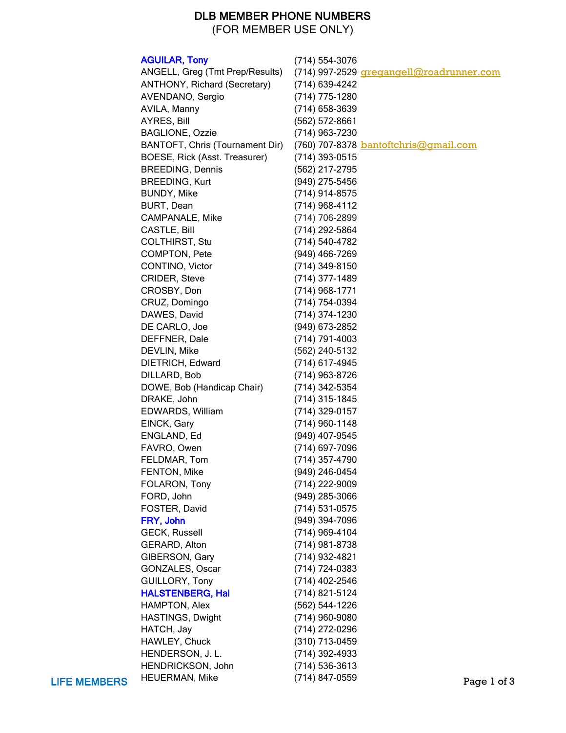# DLB MEMBER PHONE NUMBERS

(FOR MEMBER USE ONLY)

| Name | Phone | Email |
|---|---|---|
| **AGUILAR, Tony** | (714) 554-3076 | |
| ANGELL, Greg (Tmt Prep/Results) | (714) 997-2529 | gregangell@roadrunner.com |
| ANTHONY, Richard (Secretary) | (714) 639-4242 | |
| AVENDANO, Sergio | (714) 775-1280 | |
| AVILA, Manny | (714) 658-3639 | |
| AYRES, Bill | (562) 572-8661 | |
| BAGLIONE, Ozzie | (714) 963-7230 | |
| BANTOFT, Chris (Tournament Dir) | (760) 707-8378 | bantoftchris@gmail.com |
| BOESE, Rick (Asst. Treasurer) | (714) 393-0515 | |
| BREEDING, Dennis | (562) 217-2795 | |
| BREEDING, Kurt | (949) 275-5456 | |
| BUNDY, Mike | (714) 914-8575 | |
| BURT, Dean | (714) 968-4112 | |
| CAMPANALE, Mike | (714) 706-2899 | |
| CASTLE, Bill | (714) 292-5864 | |
| COLTHIRST, Stu | (714) 540-4782 | |
| COMPTON, Pete | (949) 466-7269 | |
| CONTINO, Victor | (714) 349-8150 | |
| CRIDER, Steve | (714) 377-1489 | |
| CROSBY, Don | (714) 968-1771 | |
| CRUZ, Domingo | (714) 754-0394 | |
| DAWES, David | (714) 374-1230 | |
| DE CARLO, Joe | (949) 673-2852 | |
| DEFFNER, Dale | (714) 791-4003 | |
| DEVLIN, Mike | (562) 240-5132 | |
| DIETRICH, Edward | (714) 617-4945 | |
| DILLARD, Bob | (714) 963-8726 | |
| DOWE, Bob (Handicap Chair) | (714) 342-5354 | |
| DRAKE, John | (714) 315-1845 | |
| EDWARDS, William | (714) 329-0157 | |
| EINCK, Gary | (714) 960-1148 | |
| ENGLAND, Ed | (949) 407-9545 | |
| FAVRO, Owen | (714) 697-7096 | |
| FELDMAR, Tom | (714) 357-4790 | |
| FENTON, Mike | (949) 246-0454 | |
| FOLARON, Tony | (714) 222-9009 | |
| FORD, John | (949) 285-3066 | |
| FOSTER, David | (714) 531-0575 | |
| **FRY, John** | (949) 394-7096 | |
| GECK, Russell | (714) 969-4104 | |
| GERARD, Alton | (714) 981-8738 | |
| GIBERSON, Gary | (714) 932-4821 | |
| GONZALES, Oscar | (714) 724-0383 | |
| GUILLORY, Tony | (714) 402-2546 | |
| **HALSTENBERG, Hal** | (714) 821-5124 | |
| HAMPTON, Alex | (562) 544-1226 | |
| HASTINGS, Dwight | (714) 960-9080 | |
| HATCH, Jay | (714) 272-0296 | |
| HAWLEY, Chuck | (310) 713-0459 | |
| HENDERSON, J. L. | (714) 392-4933 | |
| HENDRICKSON, John | (714) 536-3613 | |
| HEUERMAN, Mike | (714) 847-0559 | |

**LIFE MEMBERS** (shown in bold)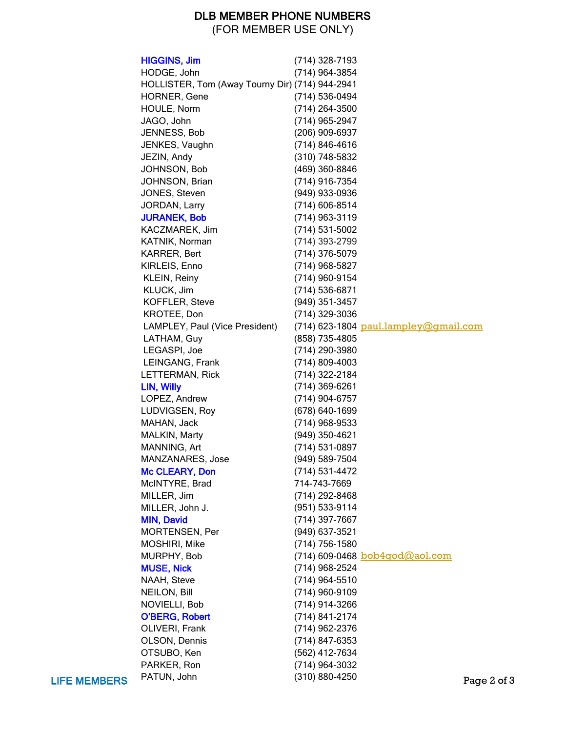# DLB MEMBER PHONE NUMBERS
(FOR MEMBER USE ONLY)

| Name | Phone | Email |
|---|---|---|
| **HIGGINS, Jim** | (714) 328-7193 | |
| HODGE, John | (714) 964-3854 | |
| HOLLISTER, Tom (Away Tourny Dir) | (714) 944-2941 | |
| HORNER, Gene | (714) 536-0494 | |
| HOULE, Norm | (714) 264-3500 | |
| JAGO, John | (714) 965-2947 | |
| JENNESS, Bob | (206) 909-6937 | |
| JENKES, Vaughn | (714) 846-4616 | |
| JEZIN, Andy | (310) 748-5832 | |
| JOHNSON, Bob | (469) 360-8846 | |
| JOHNSON, Brian | (714) 916-7354 | |
| JONES, Steven | (949) 933-0936 | |
| JORDAN, Larry | (714) 606-8514 | |
| **JURANEK, Bob** | (714) 963-3119 | |
| KACZMAREK, Jim | (714) 531-5002 | |
| KATNIK, Norman | (714) 393-2799 | |
| KARRER, Bert | (714) 376-5079 | |
| KIRLEIS, Enno | (714) 968-5827 | |
| KLEIN, Reiny | (714) 960-9154 | |
| KLUCK, Jim | (714) 536-6871 | |
| KOFFLER, Steve | (949) 351-3457 | |
| KROTEE, Don | (714) 329-3036 | |
| LAMPLEY, Paul (Vice President) | (714) 623-1804 | paul.lampley@gmail.com |
| LATHAM, Guy | (858) 735-4805 | |
| LEGASPI, Joe | (714) 290-3980 | |
| LEINGANG, Frank | (714) 809-4003 | |
| LETTERMAN, Rick | (714) 322-2184 | |
| **LIN, Willy** | (714) 369-6261 | |
| LOPEZ, Andrew | (714) 904-6757 | |
| LUDVIGSEN, Roy | (678) 640-1699 | |
| MAHAN, Jack | (714) 968-9533 | |
| MALKIN, Marty | (949) 350-4621 | |
| MANNING, Art | (714) 531-0897 | |
| MANZANARES, Jose | (949) 589-7504 | |
| **Mc CLEARY, Don** | (714) 531-4472 | |
| McINTYRE, Brad | 714-743-7669 | |
| MILLER, Jim | (714) 292-8468 | |
| MILLER, John J. | (951) 533-9114 | |
| **MIN, David** | (714) 397-7667 | |
| MORTENSEN, Per | (949) 637-3521 | |
| MOSHIRI, Mike | (714) 756-1580 | |
| MURPHY, Bob | (714) 609-0468 | bob4god@aol.com |
| **MUSE, Nick** | (714) 968-2524 | |
| NAAH, Steve | (714) 964-5510 | |
| NEILON, Bill | (714) 960-9109 | |
| NOVIELLI, Bob | (714) 914-3266 | |
| **O'BERG, Robert** | (714) 841-2174 | |
| OLIVERI, Frank | (714) 962-2376 | |
| OLSON, Dennis | (714) 847-6353 | |
| OTSUBO, Ken | (562) 412-7634 | |
| PARKER, Ron | (714) 964-3032 | |
| PATUN, John | (310) 880-4250 | |

LIFE MEMBERS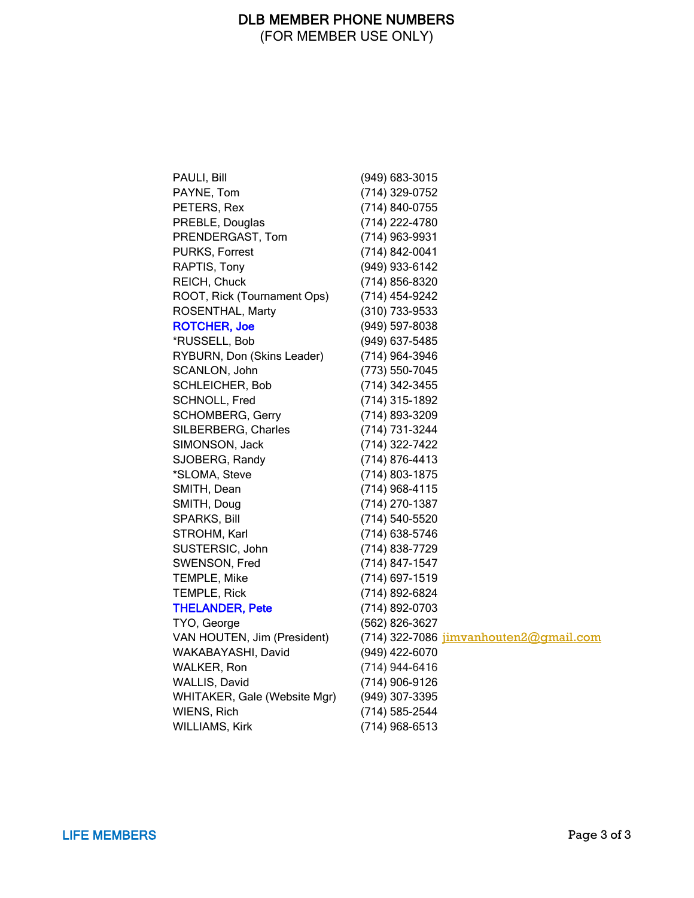# DLB MEMBER PHONE NUMBERS
(FOR MEMBER USE ONLY)

| | | |
|---|---|---|
| PAULI, Bill | (949) 683-3015 | |
| PAYNE, Tom | (714) 329-0752 | |
| PETERS, Rex | (714) 840-0755 | |
| PREBLE, Douglas | (714) 222-4780 | |
| PRENDERGAST, Tom | (714) 963-9931 | |
| PURKS, Forrest | (714) 842-0041 | |
| RAPTIS, Tony | (949) 933-6142 | |
| REICH, Chuck | (714) 856-8320 | |
| ROOT, Rick (Tournament Ops) | (714) 454-9242 | |
| ROSENTHAL, Marty | (310) 733-9533 | |
| **ROTCHER, Joe** | (949) 597-8038 | |
| *RUSSELL, Bob | (949) 637-5485 | |
| RYBURN, Don (Skins Leader) | (714) 964-3946 | |
| SCANLON, John | (773) 550-7045 | |
| SCHLEICHER, Bob | (714) 342-3455 | |
| SCHNOLL, Fred | (714) 315-1892 | |
| SCHOMBERG, Gerry | (714) 893-3209 | |
| SILBERBERG, Charles | (714) 731-3244 | |
| SIMONSON, Jack | (714) 322-7422 | |
| SJOBERG, Randy | (714) 876-4413 | |
| *SLOMA, Steve | (714) 803-1875 | |
| SMITH, Dean | (714) 968-4115 | |
| SMITH, Doug | (714) 270-1387 | |
| SPARKS, Bill | (714) 540-5520 | |
| STROHM, Karl | (714) 638-5746 | |
| SUSTERSIC, John | (714) 838-7729 | |
| SWENSON, Fred | (714) 847-1547 | |
| TEMPLE, Mike | (714) 697-1519 | |
| TEMPLE, Rick | (714) 892-6824 | |
| **THELANDER, Pete** | (714) 892-0703 | |
| TYO, George | (562) 826-3627 | |
| VAN HOUTEN, Jim (President) | (714) 322-7086 | jimvanhouten2@gmail.com |
| WAKABAYASHI, David | (949) 422-6070 | |
| WALKER, Ron | (714) 944-6416 | |
| WALLIS, David | (714) 906-9126 | |
| WHITAKER, Gale (Website Mgr) | (949) 307-3395 | |
| WIENS, Rich | (714) 585-2544 | |
| WILLIAMS, Kirk | (714) 968-6513 | |

**LIFE MEMBERS**